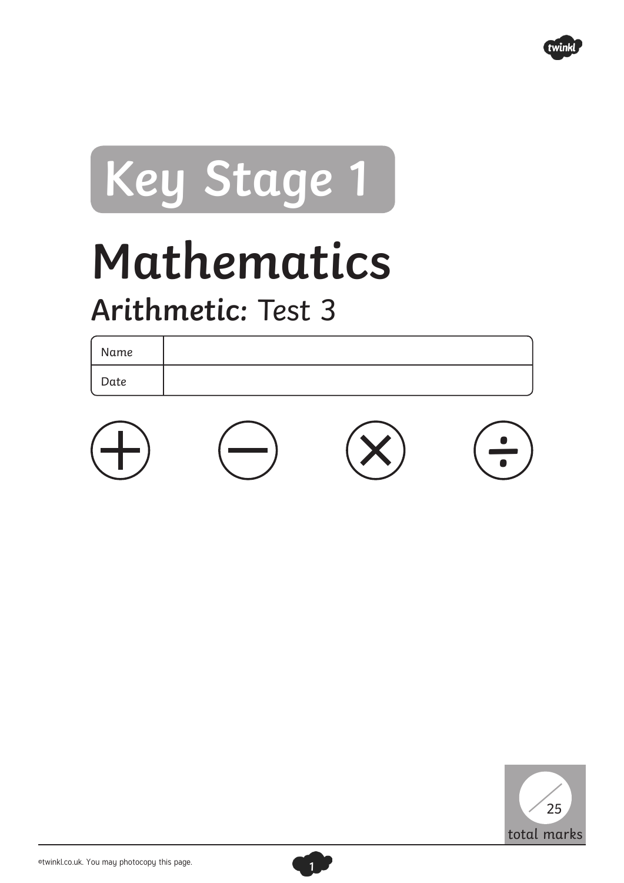# Key Stage 1

# Mathematics

## Arithmetic: Test 3

| Name | |
|---|---|
| Date | |

$+$ $-$ $\times$ $\div$

/25
total marks

©twinkl.co.uk. You may photocopy this page.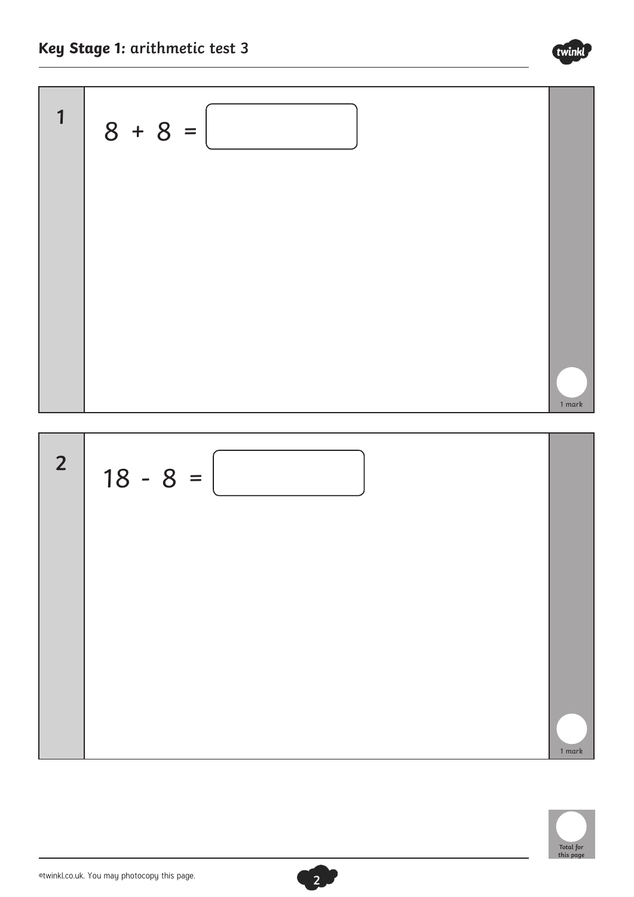**1**

$8 + 8 =$ ☐

1 mark

**2**

$18 - 8 =$ ☐

1 mark

Total for this page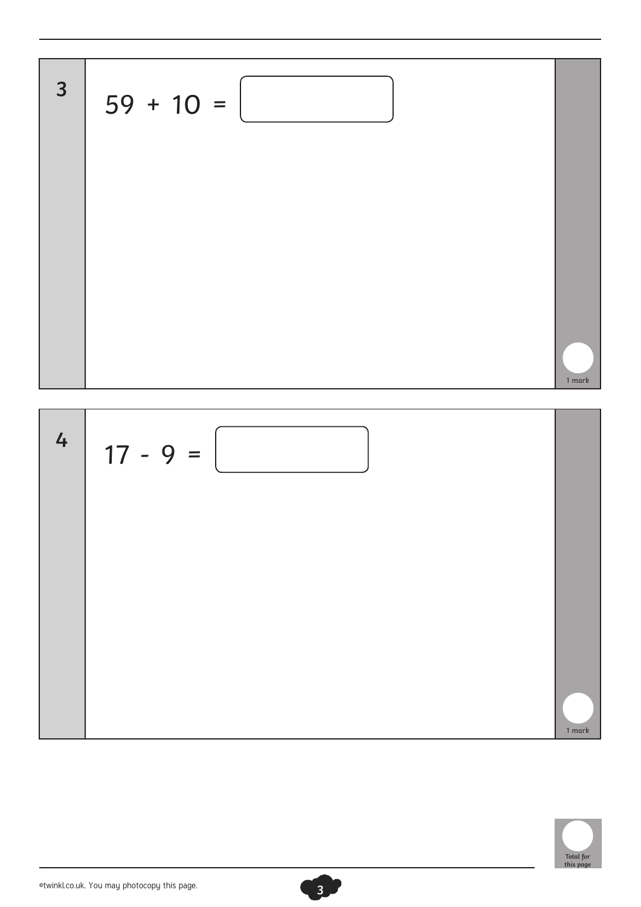**3**

59 + 10 = 

1 mark

**4**

17 - 9 = 

1 mark

Total for this page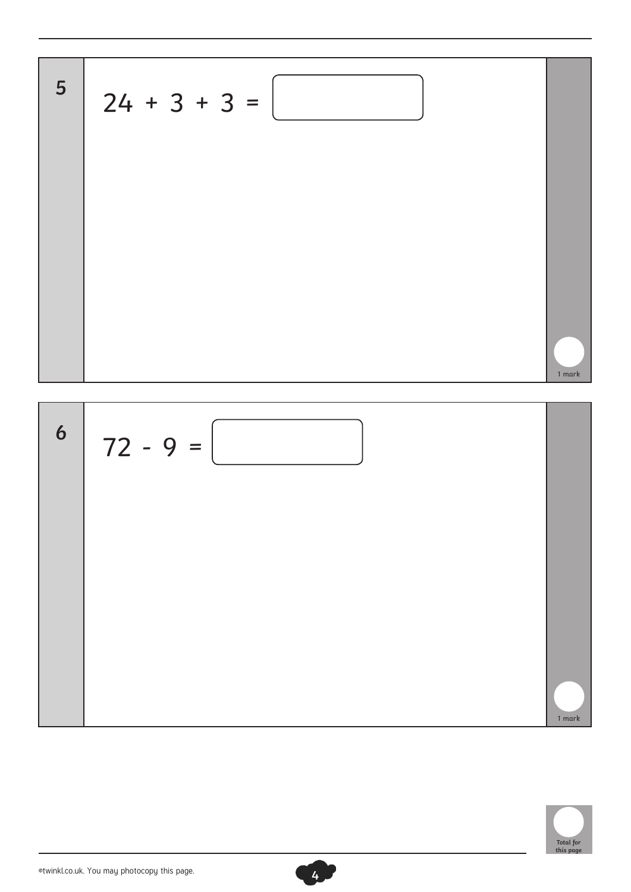**5**

$24 + 3 + 3 =$ ☐

1 mark

**6**

$72 - 9 =$ ☐

1 mark

Total for this page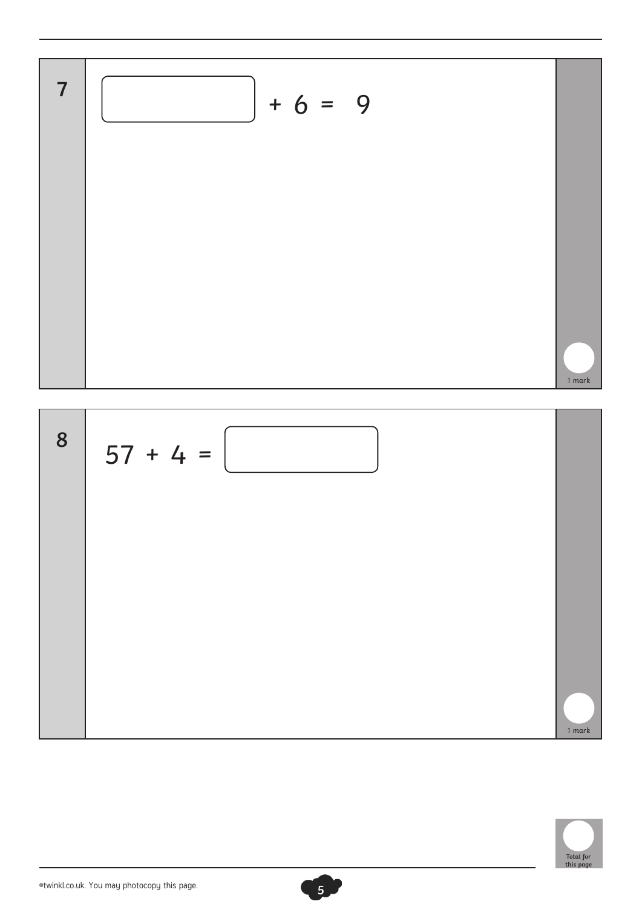**7**

$\square + 6 = 9$

1 mark

**8**

$57 + 4 = \square$

1 mark

Total for this page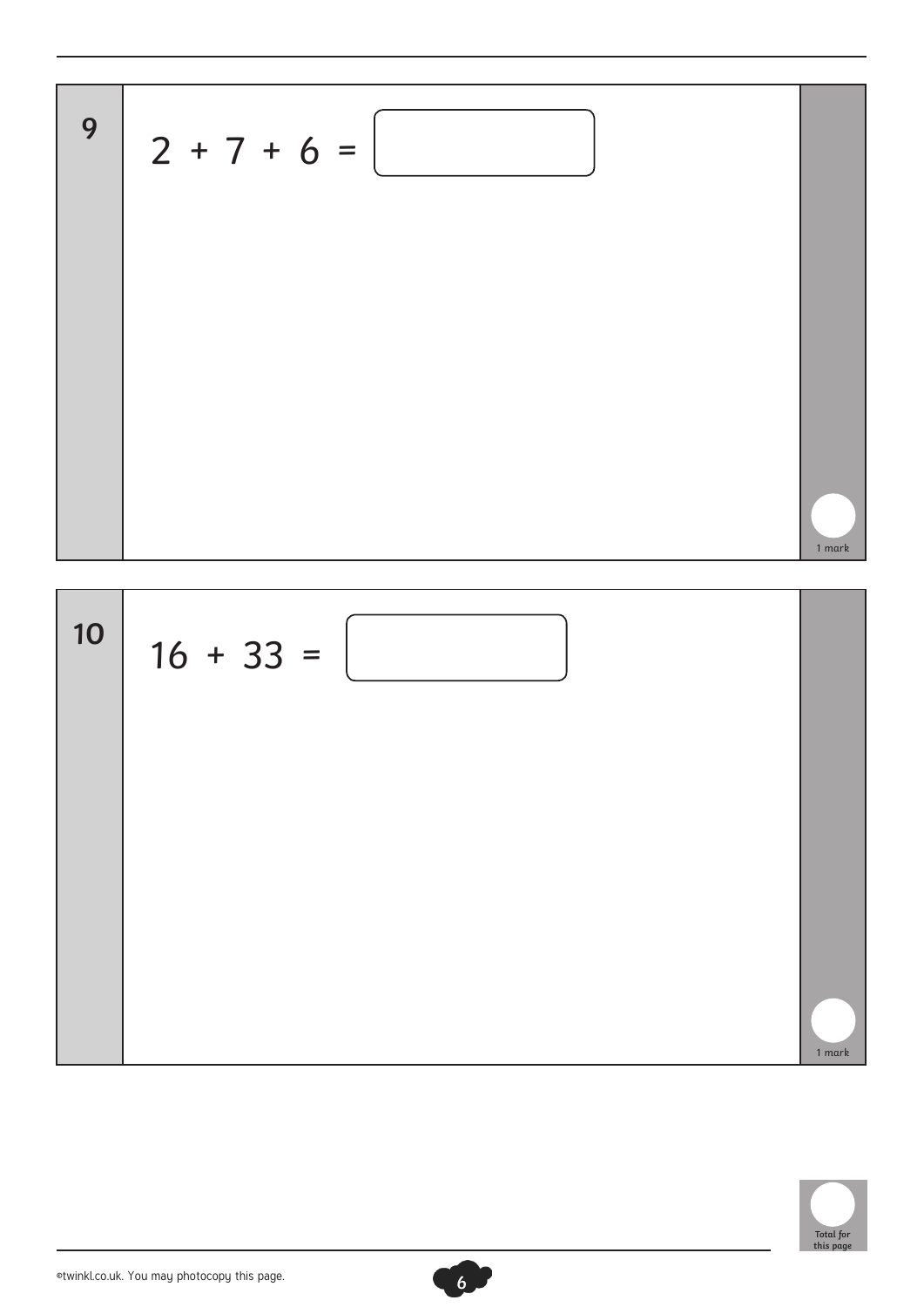**9**

$2 + 7 + 6 =$ ☐

1 mark

**10**

$16 + 33 =$ ☐

1 mark

Total for this page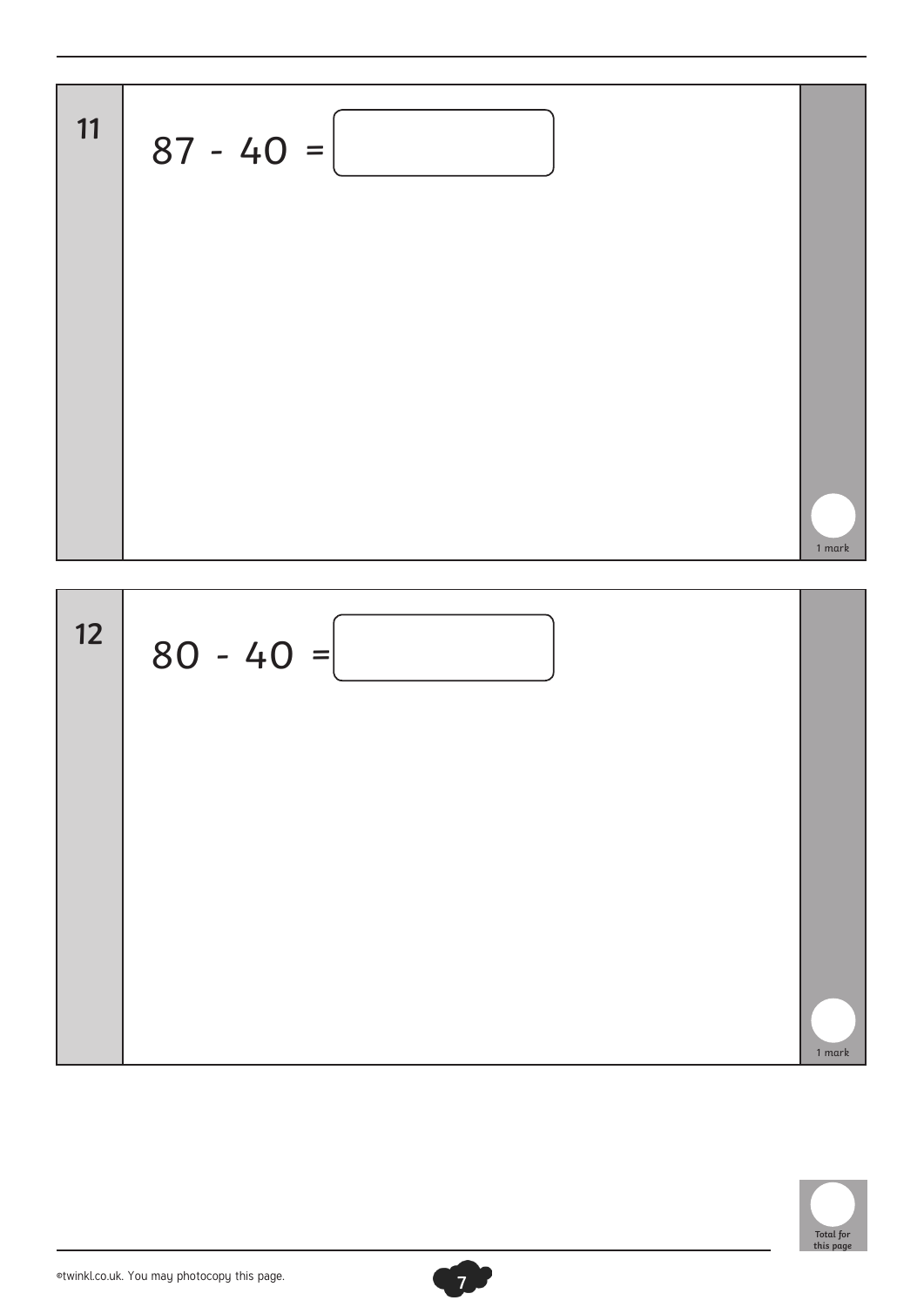**11**

$87 - 40 =$ [ ]

1 mark

**12**

$80 - 40 =$ [ ]

1 mark

Total for this page

©twinkl.co.uk. You may photocopy this page.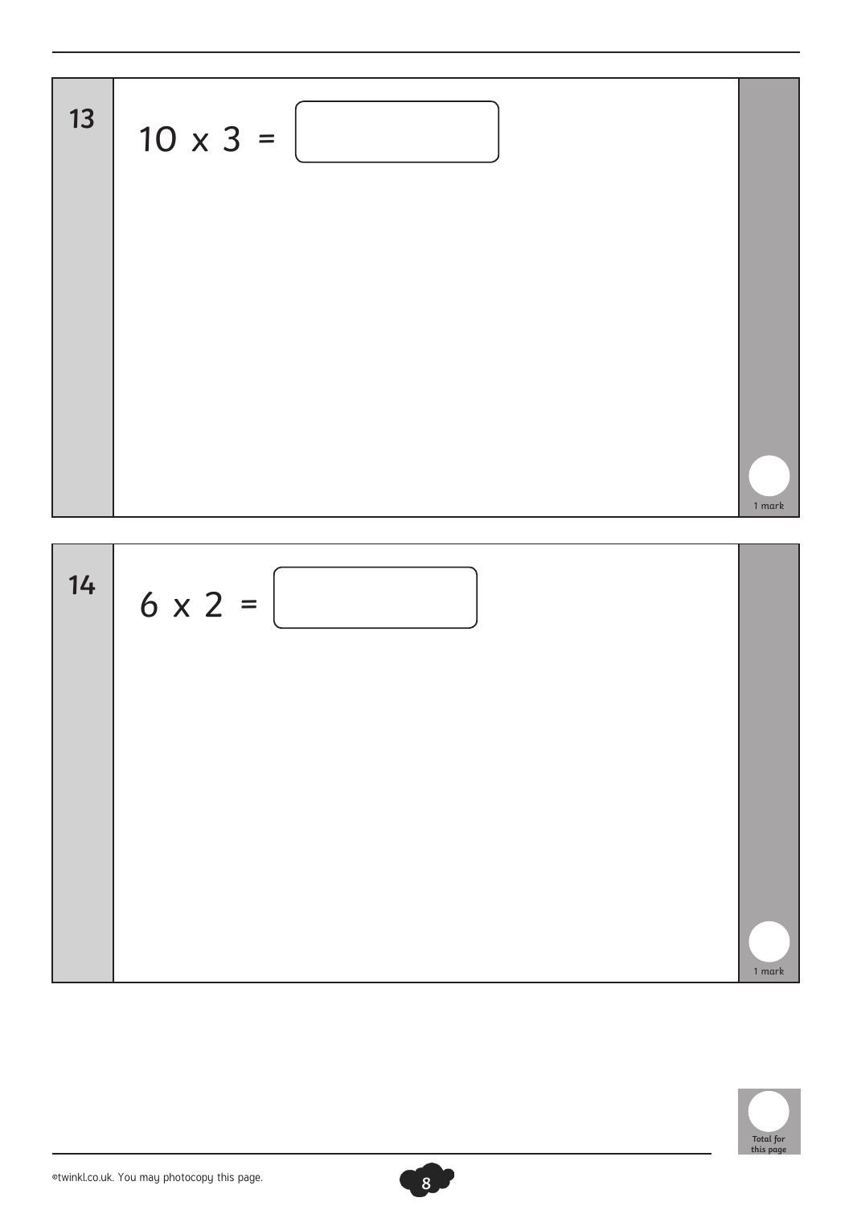**13**

$10 \times 3 =$ [ ]

1 mark

**14**

$6 \times 2 =$ [ ]

1 mark

Total for this page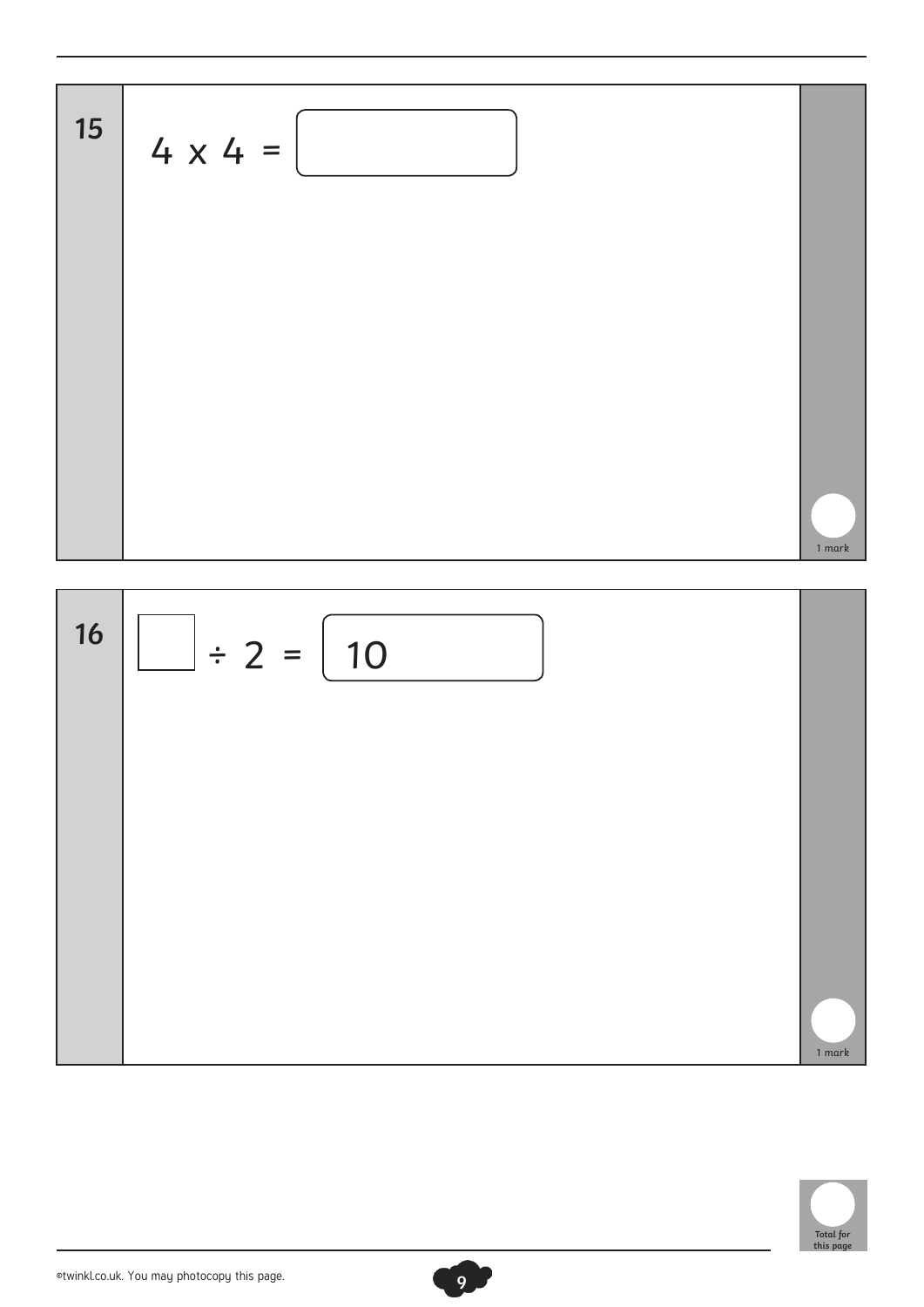**15**

$4 \times 4 = \square$

1 mark

**16**

$\square \div 2 = 10$

1 mark

Total for this page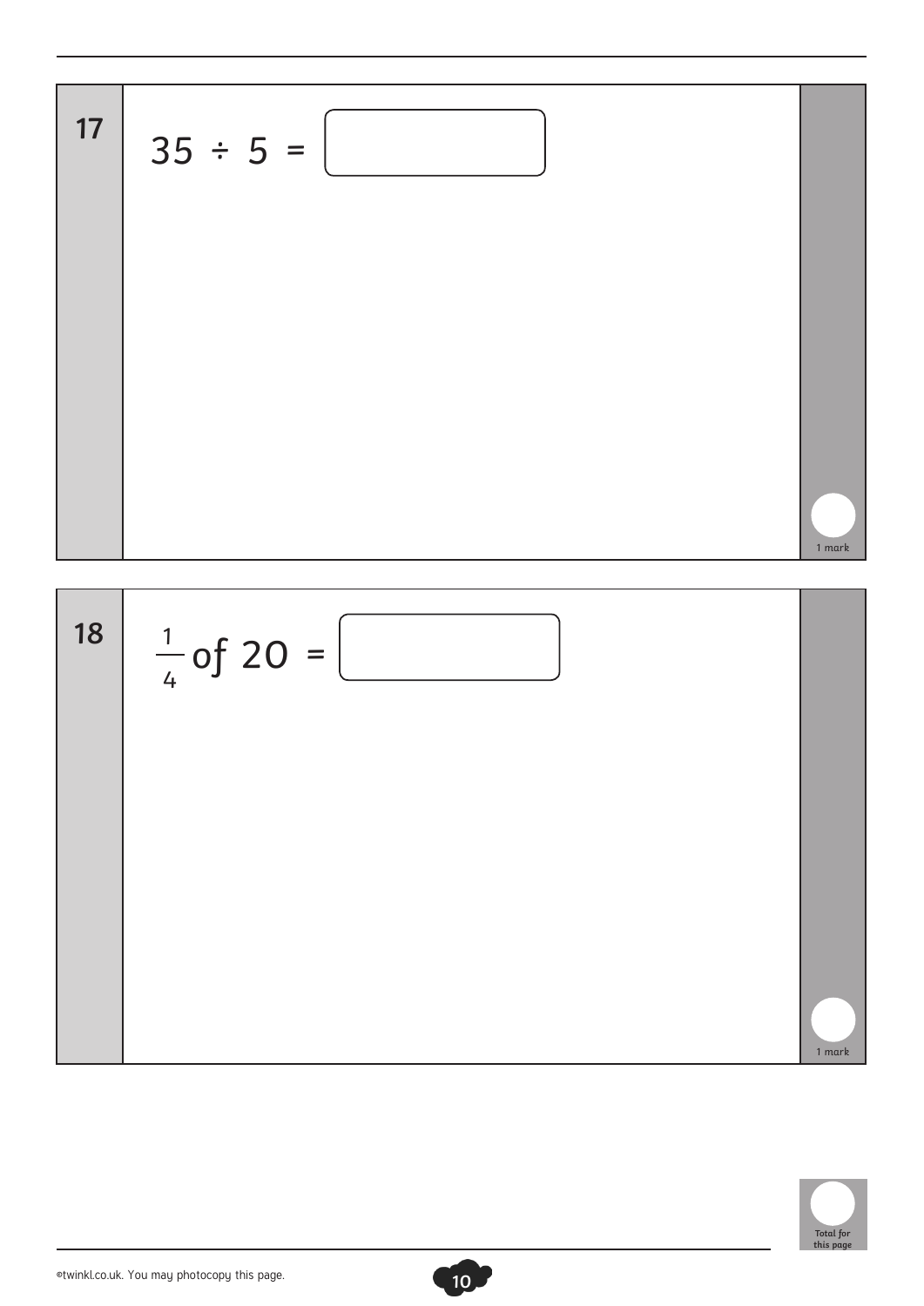**17** $35 \div 5 =$ ☐

1 mark

**18** $\frac{1}{4}$ of $20 =$ ☐

1 mark

Total for this page

©twinkl.co.uk. You may photocopy this page.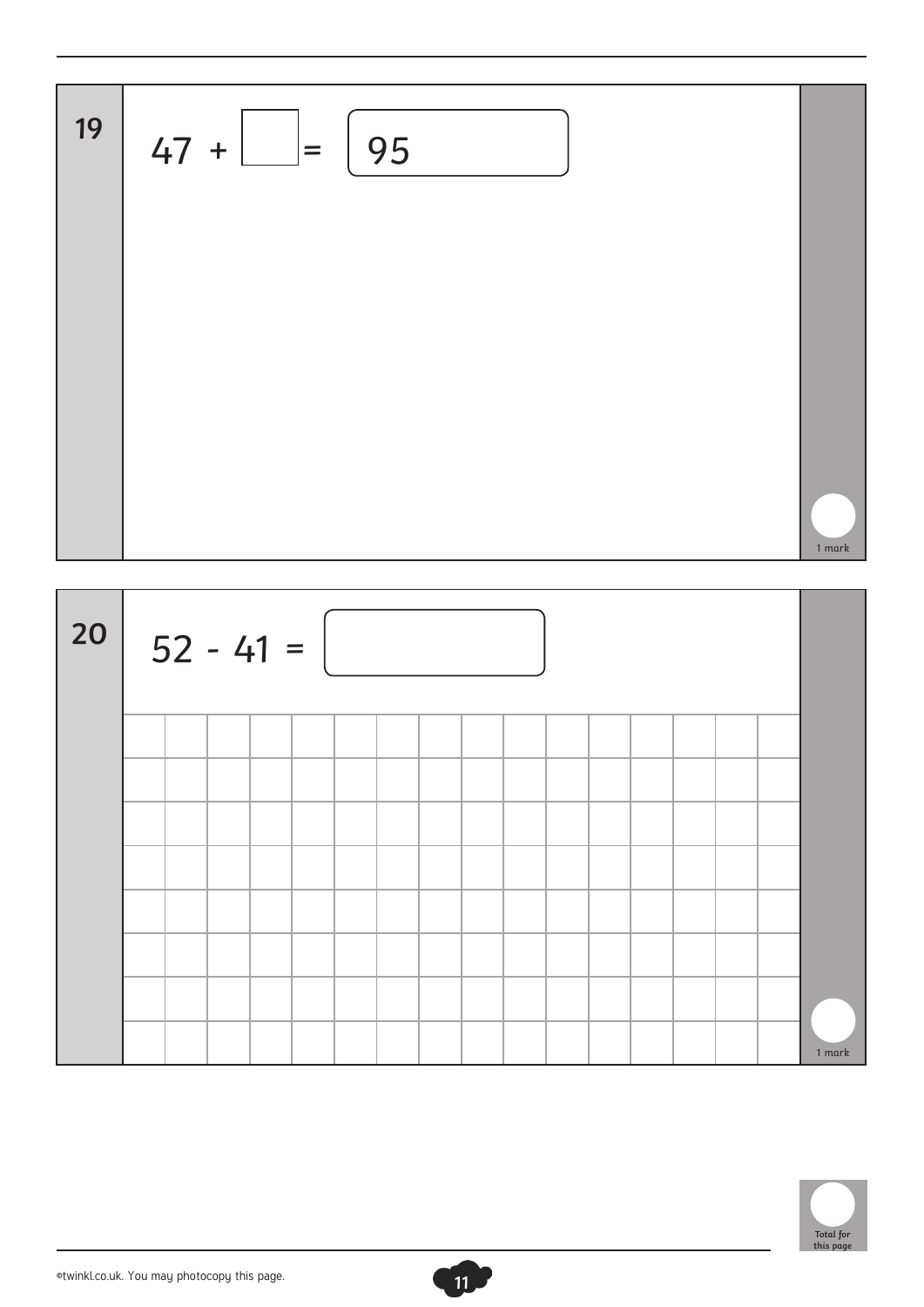**19**

$47 + \square = 95$

1 mark

**20**

$52 - 41 = \square$

1 mark

Total for this page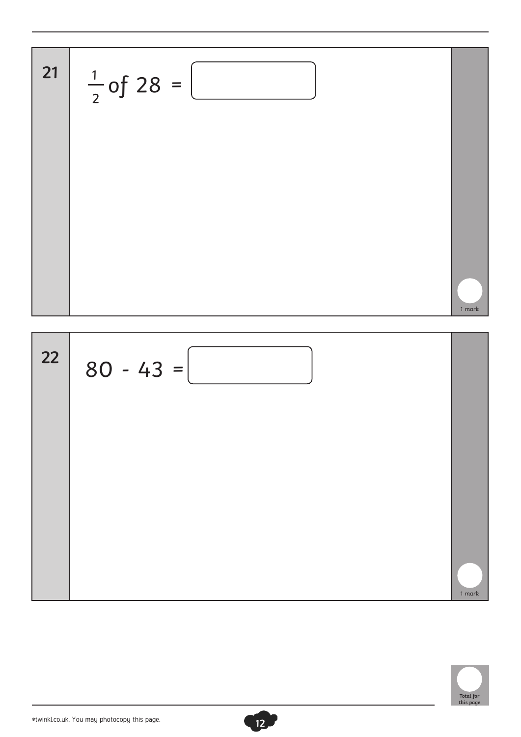**21** $\frac{1}{2}$ of 28 = [ ]

1 mark

**22** 80 - 43 = [ ]

1 mark

Total for this page

©twinkl.co.uk. You may photocopy this page.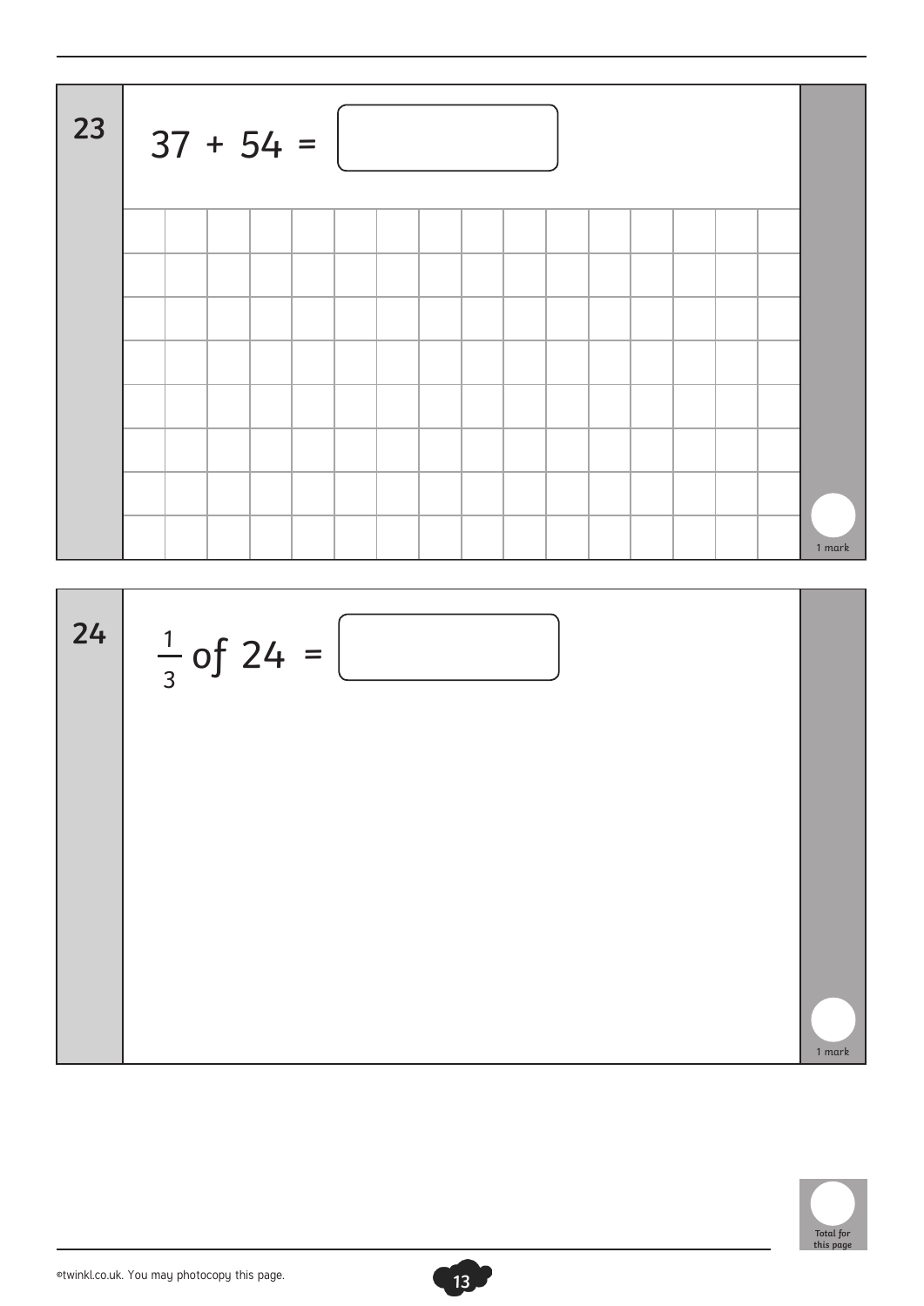**23**

$37 + 54 =$ ☐

1 mark

**24**

$\frac{1}{3}$ of $24 =$ ☐

1 mark

Total for this page

©twinkl.co.uk. You may photocopy this page.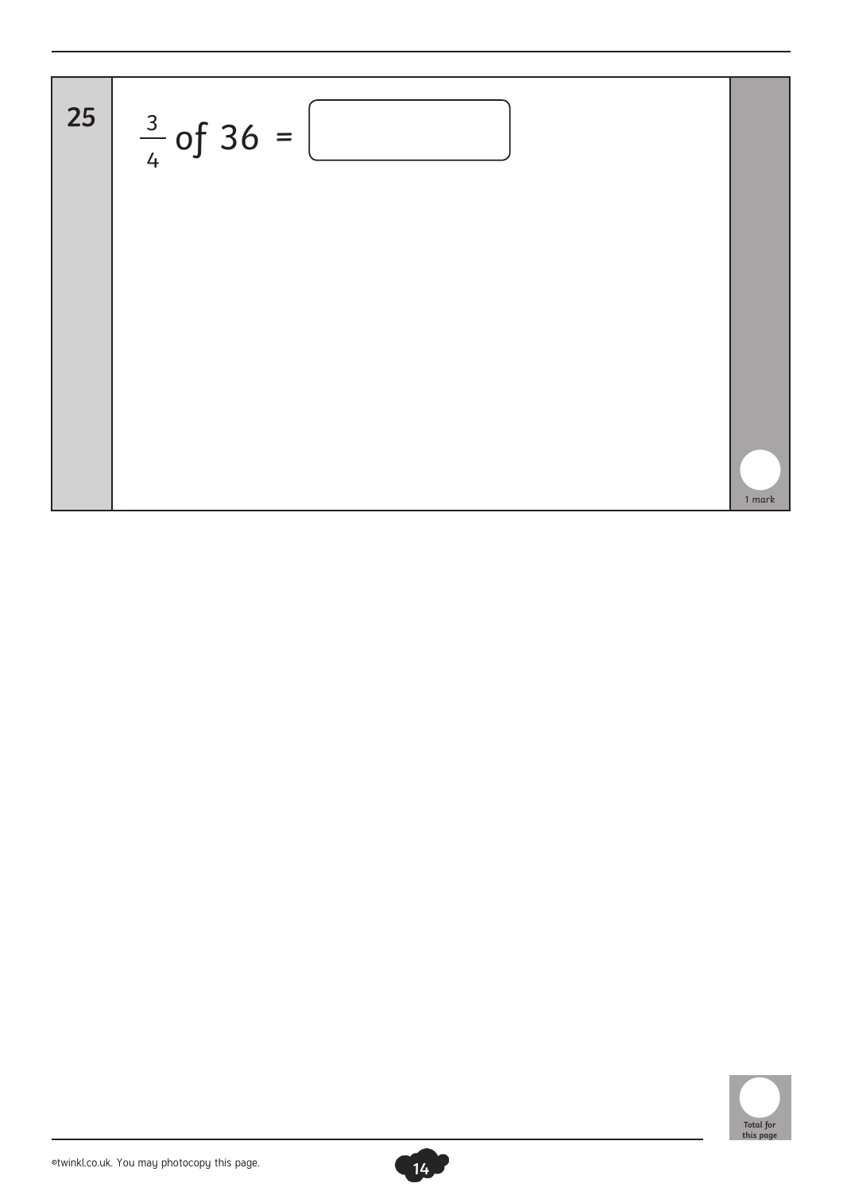**25**

$\frac{3}{4}$ of 36 = 

1 mark

Total for this page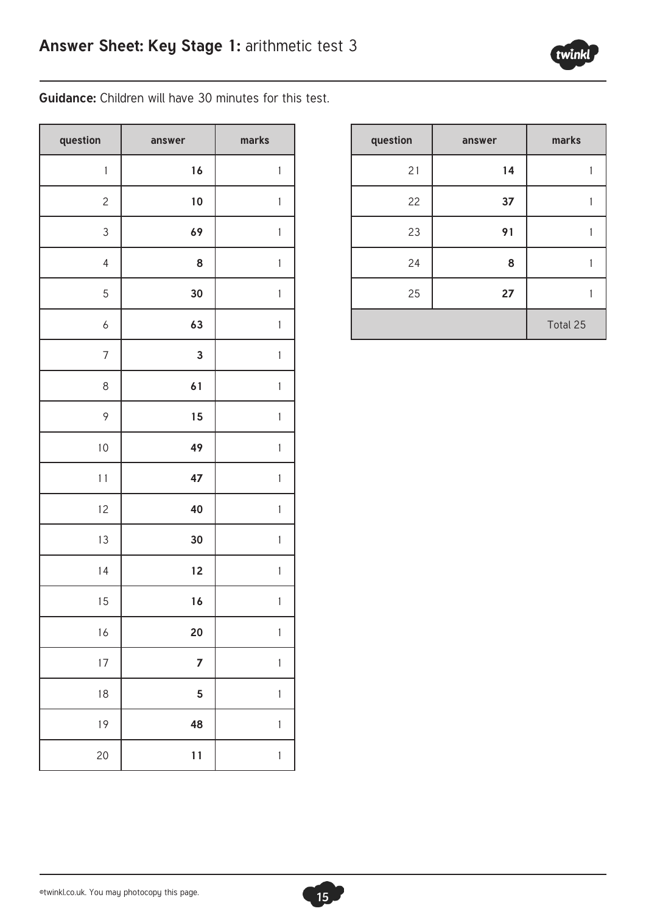# **Answer Sheet: Key Stage 1:** arithmetic test 3

**Guidance:** Children will have 30 minutes for this test.

| question | answer | marks |
|---|---|---|
| 1 | **16** | 1 |
| 2 | **10** | 1 |
| 3 | **69** | 1 |
| 4 | **8** | 1 |
| 5 | **30** | 1 |
| 6 | **63** | 1 |
| 7 | **3** | 1 |
| 8 | **61** | 1 |
| 9 | **15** | 1 |
| 10 | **49** | 1 |
| 11 | **47** | 1 |
| 12 | **40** | 1 |
| 13 | **30** | 1 |
| 14 | **12** | 1 |
| 15 | **16** | 1 |
| 16 | **20** | 1 |
| 17 | **7** | 1 |
| 18 | **5** | 1 |
| 19 | **48** | 1 |
| 20 | **11** | 1 |

| question | answer | marks |
|---|---|---|
| 21 | **14** | 1 |
| 22 | **37** | 1 |
| 23 | **91** | 1 |
| 24 | **8** | 1 |
| 25 | **27** | 1 |
| | | Total 25 |

©twinkl.co.uk. You may photocopy this page.